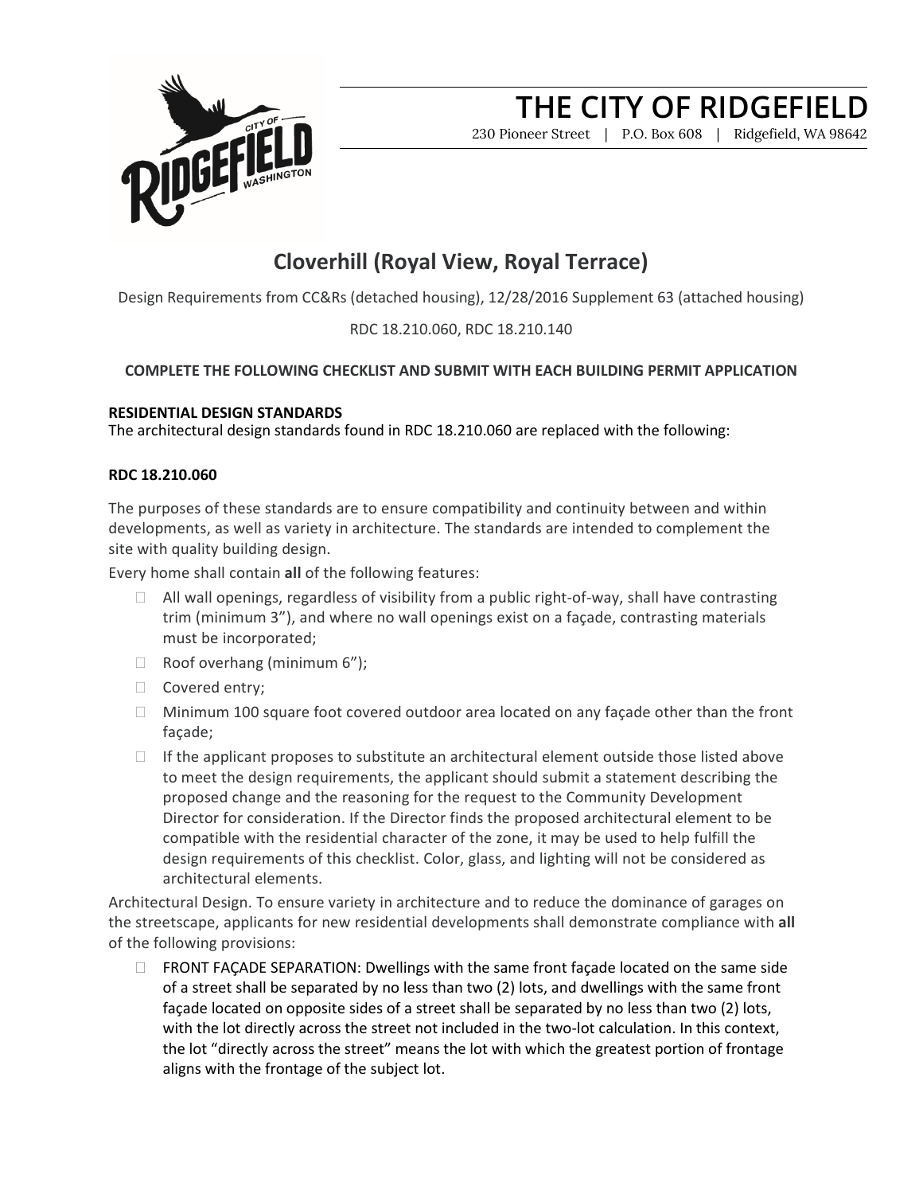# THE CITY OF RIDGEFIELD

230 Pioneer Street | P.O. Box 608 | Ridgefield, WA 98642

## Cloverhill (Royal View, Royal Terrace)

Design Requirements from CC&Rs (detached housing), 12/28/2016 Supplement 63 (attached housing)

RDC 18.210.060, RDC 18.210.140

**COMPLETE THE FOLLOWING CHECKLIST AND SUBMIT WITH EACH BUILDING PERMIT APPLICATION**

**RESIDENTIAL DESIGN STANDARDS**
The architectural design standards found in RDC 18.210.060 are replaced with the following:

**RDC 18.210.060**

The purposes of these standards are to ensure compatibility and continuity between and within developments, as well as variety in architecture. The standards are intended to complement the site with quality building design.

Every home shall contain **all** of the following features:

- ☐ All wall openings, regardless of visibility from a public right-of-way, shall have contrasting trim (minimum 3"), and where no wall openings exist on a façade, contrasting materials must be incorporated;
- ☐ Roof overhang (minimum 6");
- ☐ Covered entry;
- ☐ Minimum 100 square foot covered outdoor area located on any façade other than the front façade;
- ☐ If the applicant proposes to substitute an architectural element outside those listed above to meet the design requirements, the applicant should submit a statement describing the proposed change and the reasoning for the request to the Community Development Director for consideration. If the Director finds the proposed architectural element to be compatible with the residential character of the zone, it may be used to help fulfill the design requirements of this checklist. Color, glass, and lighting will not be considered as architectural elements.

Architectural Design. To ensure variety in architecture and to reduce the dominance of garages on the streetscape, applicants for new residential developments shall demonstrate compliance with **all** of the following provisions:

- ☐ FRONT FAÇADE SEPARATION: Dwellings with the same front façade located on the same side of a street shall be separated by no less than two (2) lots, and dwellings with the same front façade located on opposite sides of a street shall be separated by no less than two (2) lots, with the lot directly across the street not included in the two-lot calculation. In this context, the lot "directly across the street" means the lot with which the greatest portion of frontage aligns with the frontage of the subject lot.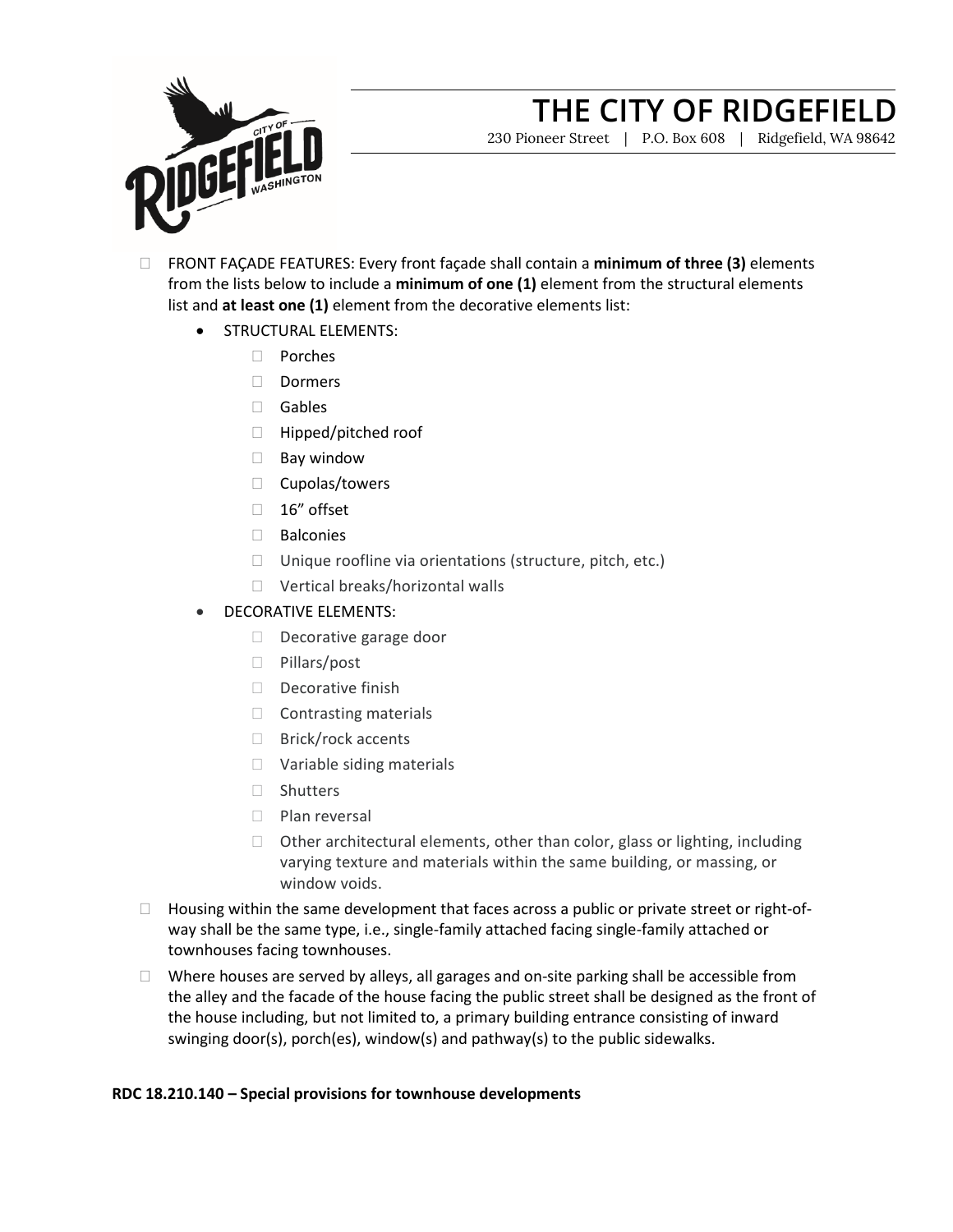- ☐ FRONT FAÇADE FEATURES: Every front façade shall contain a **minimum of three (3)** elements from the lists below to include a **minimum of one (1)** element from the structural elements list and **at least one (1)** element from the decorative elements list:
  - STRUCTURAL ELEMENTS:
    - ☐ Porches
    - ☐ Dormers
    - ☐ Gables
    - ☐ Hipped/pitched roof
    - ☐ Bay window
    - ☐ Cupolas/towers
    - ☐ 16" offset
    - ☐ Balconies
    - ☐ Unique roofline via orientations (structure, pitch, etc.)
    - ☐ Vertical breaks/horizontal walls
  - DECORATIVE ELEMENTS:
    - ☐ Decorative garage door
    - ☐ Pillars/post
    - ☐ Decorative finish
    - ☐ Contrasting materials
    - ☐ Brick/rock accents
    - ☐ Variable siding materials
    - ☐ Shutters
    - ☐ Plan reversal
    - ☐ Other architectural elements, other than color, glass or lighting, including varying texture and materials within the same building, or massing, or window voids.
- ☐ Housing within the same development that faces across a public or private street or right-of-way shall be the same type, i.e., single-family attached facing single-family attached or townhouses facing townhouses.
- ☐ Where houses are served by alleys, all garages and on-site parking shall be accessible from the alley and the facade of the house facing the public street shall be designed as the front of the house including, but not limited to, a primary building entrance consisting of inward swinging door(s), porch(es), window(s) and pathway(s) to the public sidewalks.

**RDC 18.210.140 – Special provisions for townhouse developments**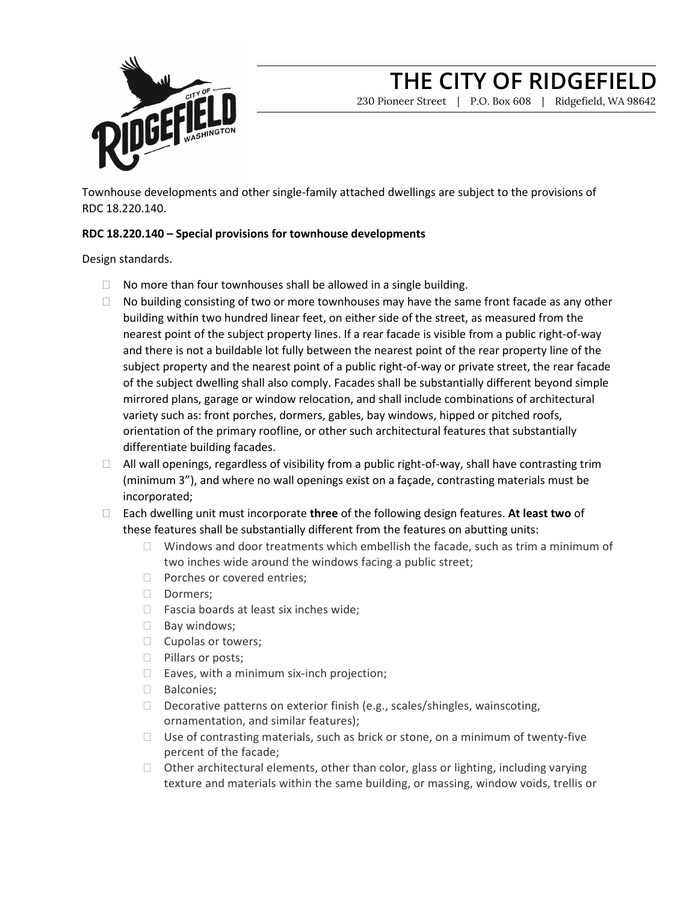# THE CITY OF RIDGEFIELD

230 Pioneer Street | P.O. Box 608 | Ridgefield, WA 98642

Townhouse developments and other single-family attached dwellings are subject to the provisions of RDC 18.220.140.

**RDC 18.220.140 – Special provisions for townhouse developments**

Design standards.

- No more than four townhouses shall be allowed in a single building.
- No building consisting of two or more townhouses may have the same front facade as any other building within two hundred linear feet, on either side of the street, as measured from the nearest point of the subject property lines. If a rear facade is visible from a public right-of-way and there is not a buildable lot fully between the nearest point of the rear property line of the subject property and the nearest point of a public right-of-way or private street, the rear facade of the subject dwelling shall also comply. Facades shall be substantially different beyond simple mirrored plans, garage or window relocation, and shall include combinations of architectural variety such as: front porches, dormers, gables, bay windows, hipped or pitched roofs, orientation of the primary roofline, or other such architectural features that substantially differentiate building facades.
- All wall openings, regardless of visibility from a public right-of-way, shall have contrasting trim (minimum 3"), and where no wall openings exist on a façade, contrasting materials must be incorporated;
- Each dwelling unit must incorporate **three** of the following design features. **At least two** of these features shall be substantially different from the features on abutting units:
  - Windows and door treatments which embellish the facade, such as trim a minimum of two inches wide around the windows facing a public street;
  - Porches or covered entries;
  - Dormers;
  - Fascia boards at least six inches wide;
  - Bay windows;
  - Cupolas or towers;
  - Pillars or posts;
  - Eaves, with a minimum six-inch projection;
  - Balconies;
  - Decorative patterns on exterior finish (e.g., scales/shingles, wainscoting, ornamentation, and similar features);
  - Use of contrasting materials, such as brick or stone, on a minimum of twenty-five percent of the facade;
  - Other architectural elements, other than color, glass or lighting, including varying texture and materials within the same building, or massing, window voids, trellis or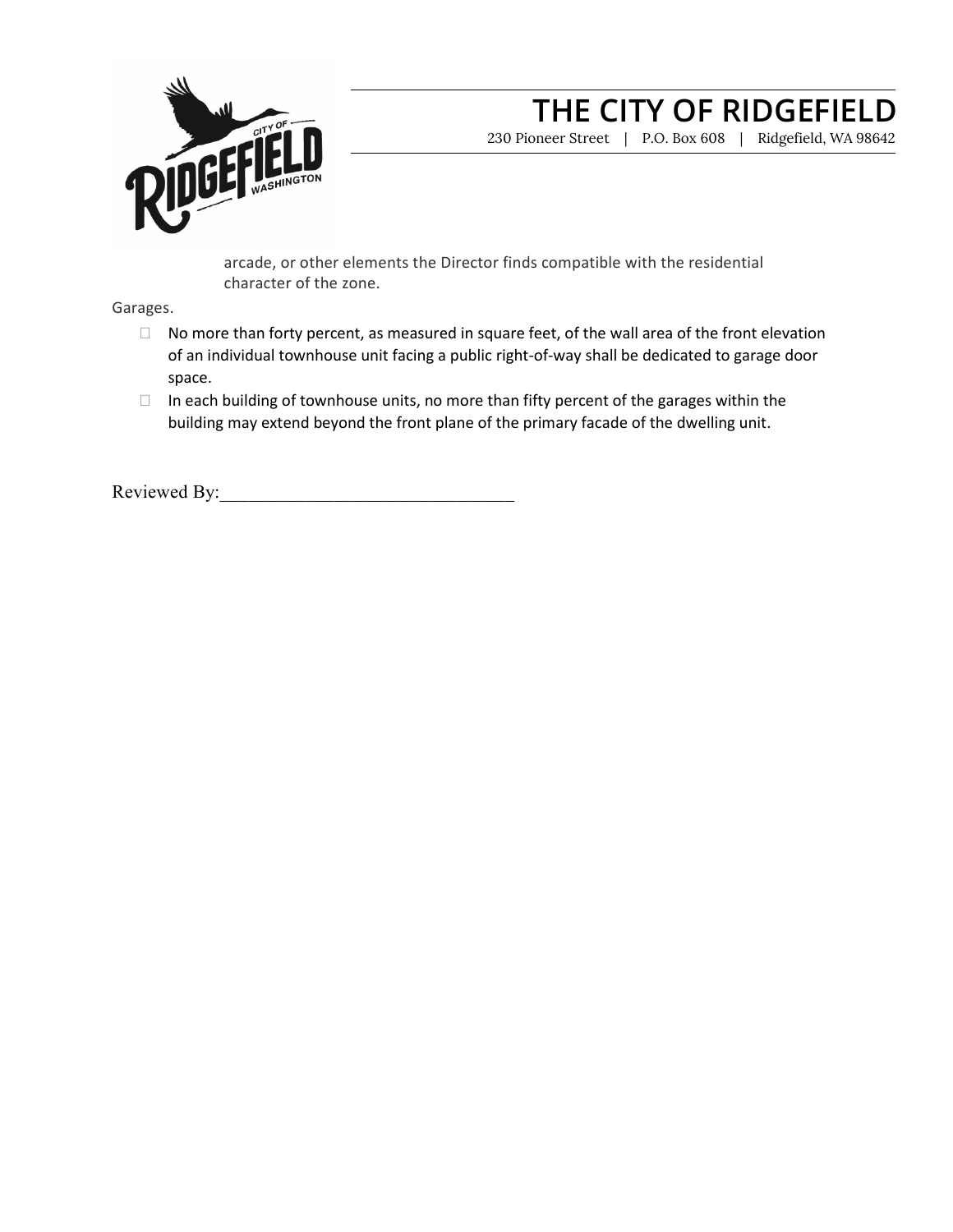arcade, or other elements the Director finds compatible with the residential character of the zone.

Garages.

- No more than forty percent, as measured in square feet, of the wall area of the front elevation of an individual townhouse unit facing a public right-of-way shall be dedicated to garage door space.
- In each building of townhouse units, no more than fifty percent of the garages within the building may extend beyond the front plane of the primary facade of the dwelling unit.

Reviewed By:_______________________________